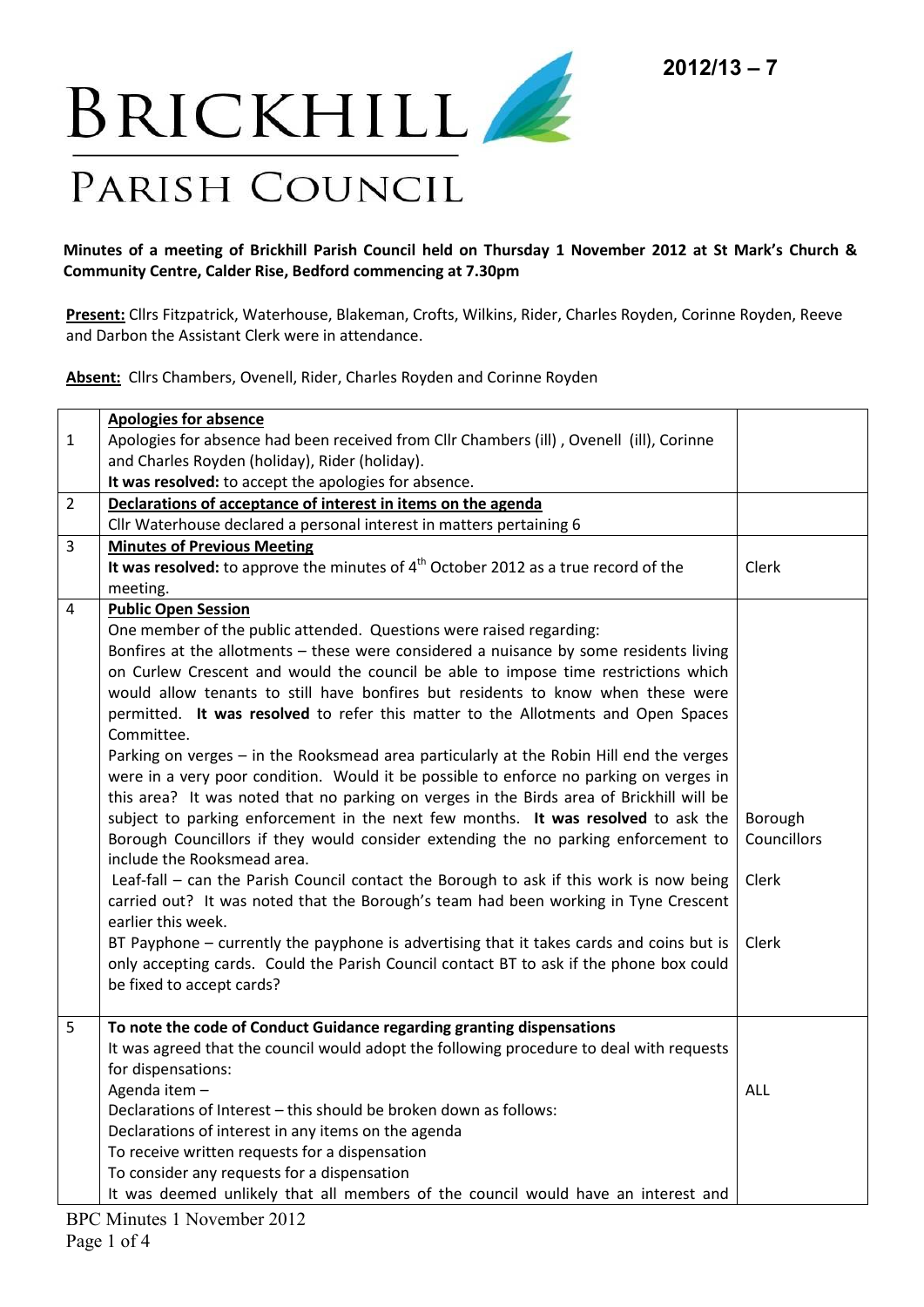2012/13 – 7

# BRICKHILL PARISH COUNCIL

**Minutes of a meeting of Brickhill Parish Council held on Thursday 1 November 2012 at St Mark's Church & Community Centre, Calder Rise, Bedford commencing at 7.30pm**

**Present:** Cllrs Fitzpatrick, Waterhouse, Blakeman, Crofts, Wilkins, Rider, Charles Royden, Corinne Royden, Reeve and Darbon the Assistant Clerk were in attendance.

**Absent:** Cllrs Chambers, Ovenell, Rider, Charles Royden and Corinne Royden

| | | |
|---|---|---|
| 1 | **Apologies for absence**<br>Apologies for absence had been received from Cllr Chambers (ill) , Ovenell (ill), Corinne and Charles Royden (holiday), Rider (holiday).<br>**It was resolved:** to accept the apologies for absence. | |
| 2 | **Declarations of acceptance of interest in items on the agenda**<br>Cllr Waterhouse declared a personal interest in matters pertaining 6 | |
| 3 | **Minutes of Previous Meeting**<br>**It was resolved:** to approve the minutes of 4th October 2012 as a true record of the meeting. | Clerk |
| 4 | **Public Open Session**<br>One member of the public attended. Questions were raised regarding:<br>Bonfires at the allotments – these were considered a nuisance by some residents living on Curlew Crescent and would the council be able to impose time restrictions which would allow tenants to still have bonfires but residents to know when these were permitted. **It was resolved** to refer this matter to the Allotments and Open Spaces Committee.<br>Parking on verges – in the Rooksmead area particularly at the Robin Hill end the verges were in a very poor condition. Would it be possible to enforce no parking on verges in this area? It was noted that no parking on verges in the Birds area of Brickhill will be subject to parking enforcement in the next few months. **It was resolved** to ask the Borough Councillors if they would consider extending the no parking enforcement to include the Rooksmead area.<br>Leaf-fall – can the Parish Council contact the Borough to ask if this work is now being carried out? It was noted that the Borough's team had been working in Tyne Crescent earlier this week.<br>BT Payphone – currently the payphone is advertising that it takes cards and coins but is only accepting cards. Could the Parish Council contact BT to ask if the phone box could be fixed to accept cards? | Borough Councillors<br><br>Clerk<br><br>Clerk |
| 5 | **To note the code of Conduct Guidance regarding granting dispensations**<br>It was agreed that the council would adopt the following procedure to deal with requests for dispensations:<br>Agenda item –<br>Declarations of Interest – this should be broken down as follows:<br>Declarations of interest in any items on the agenda<br>To receive written requests for a dispensation<br>To consider any requests for a dispensation<br>It was deemed unlikely that all members of the council would have an interest and | ALL |

BPC Minutes 1 November 2012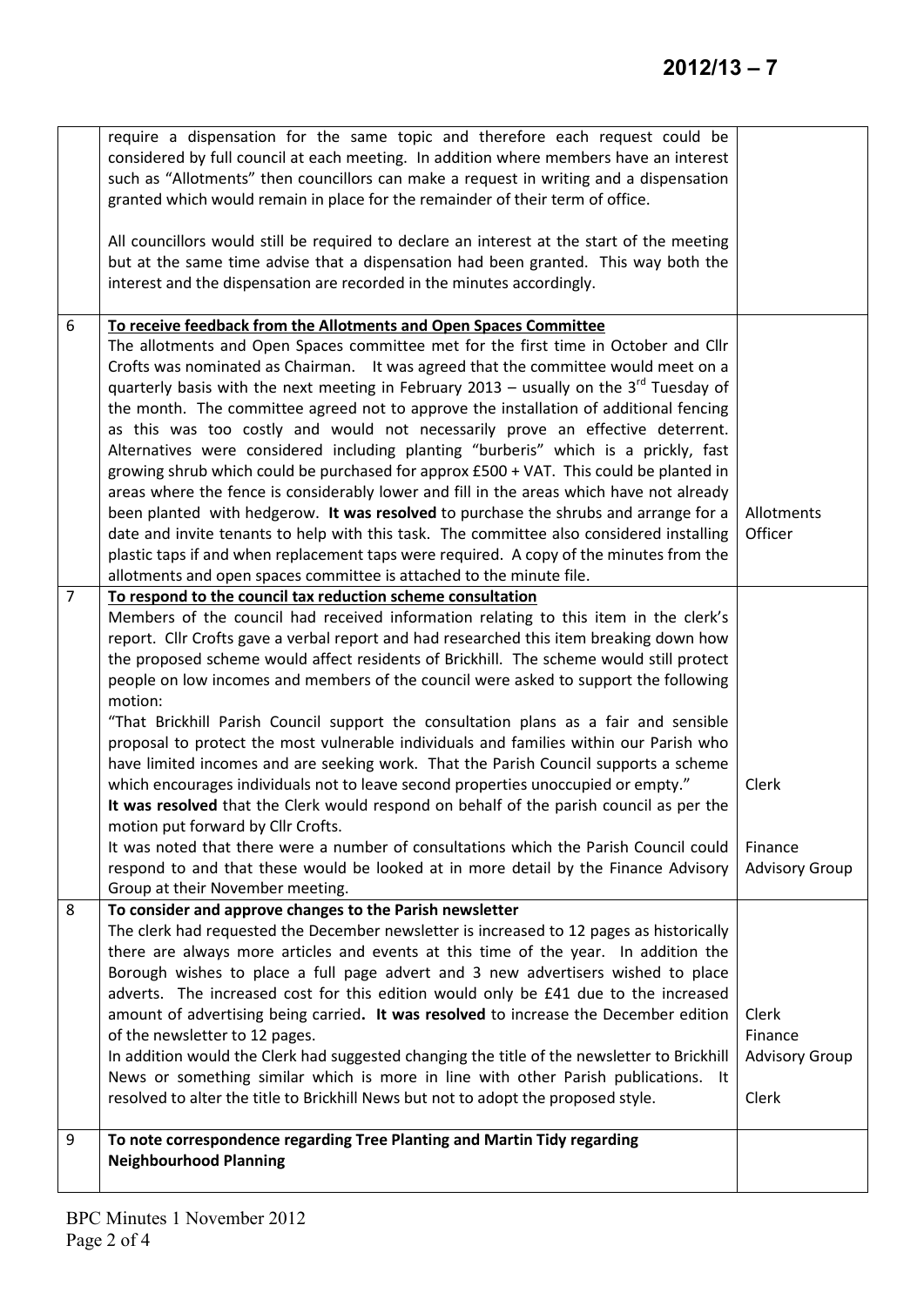|  |  |  |
|---|---|---|
|  | require a dispensation for the same topic and therefore each request could be considered by full council at each meeting. In addition where members have an interest such as "Allotments" then councillors can make a request in writing and a dispensation granted which would remain in place for the remainder of their term of office.<br><br>All councillors would still be required to declare an interest at the start of the meeting but at the same time advise that a dispensation had been granted. This way both the interest and the dispensation are recorded in the minutes accordingly. |  |
| 6 | **To receive feedback from the Allotments and Open Spaces Committee**<br>The allotments and Open Spaces committee met for the first time in October and Cllr Crofts was nominated as Chairman. It was agreed that the committee would meet on a quarterly basis with the next meeting in February 2013 – usually on the 3rd Tuesday of the month. The committee agreed not to approve the installation of additional fencing as this was too costly and would not necessarily prove an effective deterrent. Alternatives were considered including planting "burberis" which is a prickly, fast growing shrub which could be purchased for approx £500 + VAT. This could be planted in areas where the fence is considerably lower and fill in the areas which have not already been planted with hedgerow. **It was resolved** to purchase the shrubs and arrange for a date and invite tenants to help with this task. The committee also considered installing plastic taps if and when replacement taps were required. A copy of the minutes from the allotments and open spaces committee is attached to the minute file. | Allotments Officer |
| 7 | **To respond to the council tax reduction scheme consultation**<br>Members of the council had received information relating to this item in the clerk's report. Cllr Crofts gave a verbal report and had researched this item breaking down how the proposed scheme would affect residents of Brickhill. The scheme would still protect people on low incomes and members of the council were asked to support the following motion:<br>"That Brickhill Parish Council support the consultation plans as a fair and sensible proposal to protect the most vulnerable individuals and families within our Parish who have limited incomes and are seeking work. That the Parish Council supports a scheme which encourages individuals not to leave second properties unoccupied or empty."<br>**It was resolved** that the Clerk would respond on behalf of the parish council as per the motion put forward by Cllr Crofts.<br>It was noted that there were a number of consultations which the Parish Council could respond to and that these would be looked at in more detail by the Finance Advisory Group at their November meeting. | Clerk<br><br>Finance Advisory Group |
| 8 | **To consider and approve changes to the Parish newsletter**<br>The clerk had requested the December newsletter is increased to 12 pages as historically there are always more articles and events at this time of the year. In addition the Borough wishes to place a full page advert and 3 new advertisers wished to place adverts. The increased cost for this edition would only be £41 due to the increased amount of advertising being carried. **It was resolved** to increase the December edition of the newsletter to 12 pages.<br>In addition would the Clerk had suggested changing the title of the newsletter to Brickhill News or something similar which is more in line with other Parish publications. It resolved to alter the title to Brickhill News but not to adopt the proposed style. | Clerk<br>Finance Advisory Group<br><br>Clerk |
| 9 | **To note correspondence regarding Tree Planting and Martin Tidy regarding Neighbourhood Planning** |  |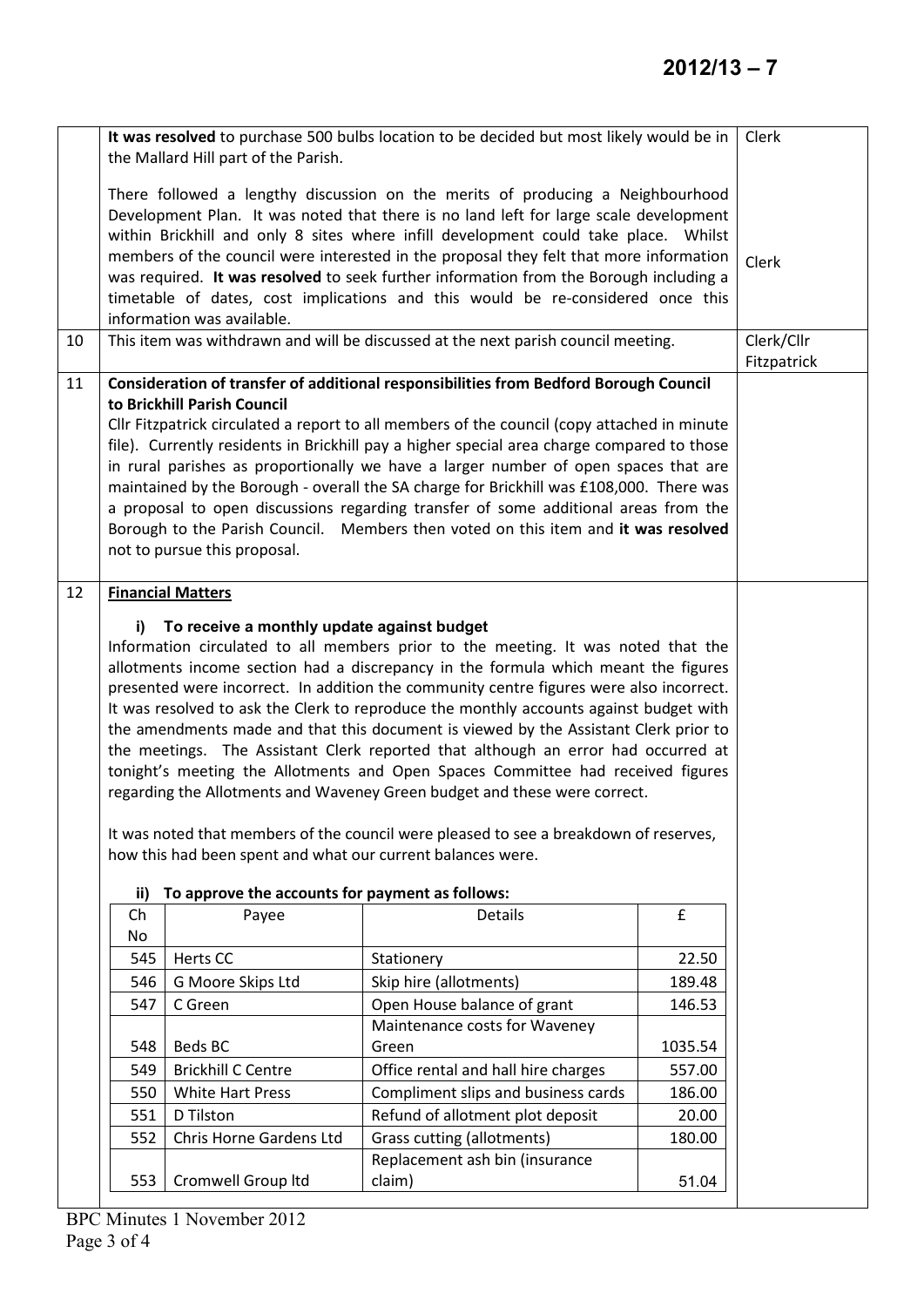| | | |
|---|---|---|
| | **It was resolved** to purchase 500 bulbs location to be decided but most likely would be in the Mallard Hill part of the Parish.<br><br>There followed a lengthy discussion on the merits of producing a Neighbourhood Development Plan. It was noted that there is no land left for large scale development within Brickhill and only 8 sites where infill development could take place. Whilst members of the council were interested in the proposal they felt that more information was required. **It was resolved** to seek further information from the Borough including a timetable of dates, cost implications and this would be re-considered once this information was available. | Clerk<br><br>Clerk |
| 10 | This item was withdrawn and will be discussed at the next parish council meeting. | Clerk/Cllr Fitzpatrick |
| 11 | **Consideration of transfer of additional responsibilities from Bedford Borough Council to Brickhill Parish Council**<br>Cllr Fitzpatrick circulated a report to all members of the council (copy attached in minute file). Currently residents in Brickhill pay a higher special area charge compared to those in rural parishes as proportionally we have a larger number of open spaces that are maintained by the Borough - overall the SA charge for Brickhill was £108,000. There was a proposal to open discussions regarding transfer of some additional areas from the Borough to the Parish Council. Members then voted on this item and **it was resolved** not to pursue this proposal. | |
| 12 | **Financial Matters**<br><br>**i) To receive a monthly update against budget**<br>Information circulated to all members prior to the meeting. It was noted that the allotments income section had a discrepancy in the formula which meant the figures presented were incorrect. In addition the community centre figures were also incorrect. It was resolved to ask the Clerk to reproduce the monthly accounts against budget with the amendments made and that this document is viewed by the Assistant Clerk prior to the meetings. The Assistant Clerk reported that although an error had occurred at tonight's meeting the Allotments and Open Spaces Committee had received figures regarding the Allotments and Waveney Green budget and these were correct.<br><br>It was noted that members of the council were pleased to see a breakdown of reserves, how this had been spent and what our current balances were.<br><br>**ii) To approve the accounts for payment as follows:** | |

| Ch No | Payee | Details | £ |
|---|---|---|---|
| 545 | Herts CC | Stationery | 22.50 |
| 546 | G Moore Skips Ltd | Skip hire (allotments) | 189.48 |
| 547 | C Green | Open House balance of grant | 146.53 |
| 548 | Beds BC | Maintenance costs for Waveney Green | 1035.54 |
| 549 | Brickhill C Centre | Office rental and hall hire charges | 557.00 |
| 550 | White Hart Press | Compliment slips and business cards | 186.00 |
| 551 | D Tilston | Refund of allotment plot deposit | 20.00 |
| 552 | Chris Horne Gardens Ltd | Grass cutting (allotments) | 180.00 |
| 553 | Cromwell Group ltd | Replacement ash bin (insurance claim) | 51.04 |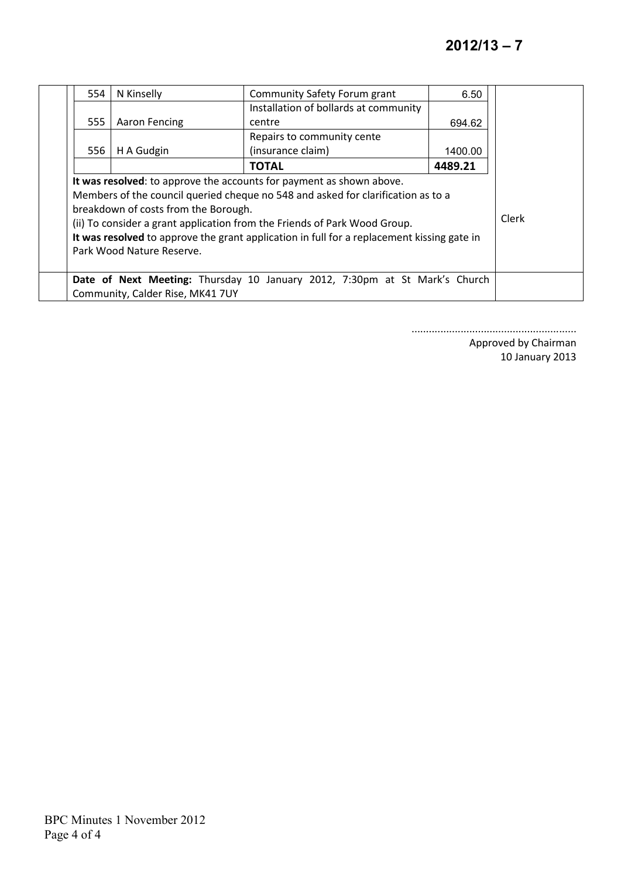| | | | |
|---|---|---|---|
| 554 | N Kinselly | Community Safety Forum grant | 6.50 |
| 555 | Aaron Fencing | Installation of bollards at community centre | 694.62 |
| 556 | H A Gudgin | Repairs to community cente (insurance claim) | 1400.00 |
| | | **TOTAL** | **4489.21** |

**It was resolved**: to approve the accounts for payment as shown above.
Members of the council queried cheque no 548 and asked for clarification as to a breakdown of costs from the Borough. — Clerk

(ii) To consider a grant application from the Friends of Park Wood Group.
**It was resolved** to approve the grant application in full for a replacement kissing gate in Park Wood Nature Reserve.

**Date of Next Meeting:** Thursday 10 January 2012, 7:30pm at St Mark's Church Community, Calder Rise, MK41 7UY

........................................................
Approved by Chairman
10 January 2013

BPC Minutes 1 November 2012